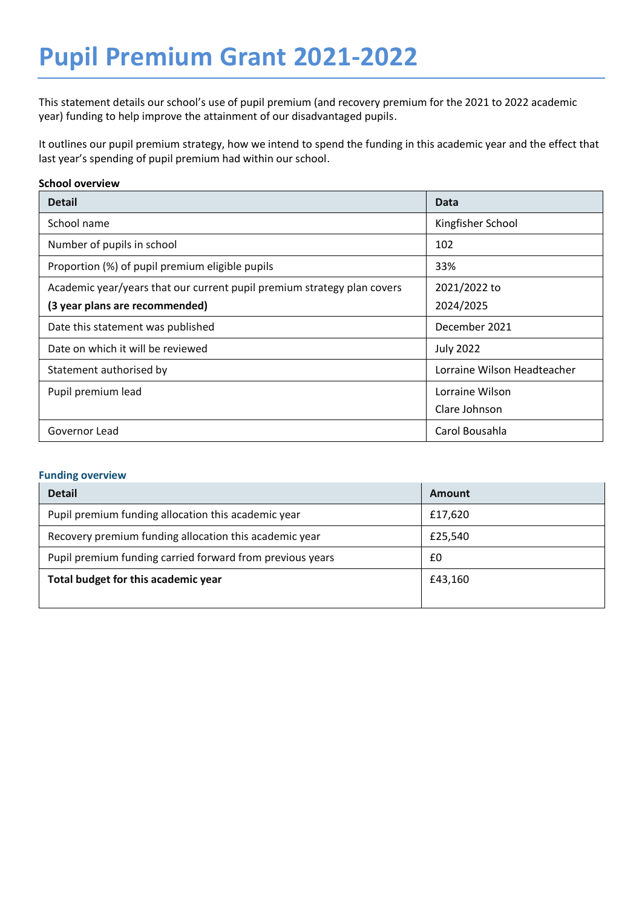# Pupil Premium Grant 2021-2022

This statement details our school's use of pupil premium (and recovery premium for the 2021 to 2022 academic year) funding to help improve the attainment of our disadvantaged pupils.

It outlines our pupil premium strategy, how we intend to spend the funding in this academic year and the effect that last year's spending of pupil premium had within our school.

**School overview**

| Detail | Data |
|---|---|
| School name | Kingfisher School |
| Number of pupils in school | 102 |
| Proportion (%) of pupil premium eligible pupils | 33% |
| Academic year/years that our current pupil premium strategy plan covers **(3 year plans are recommended)** | 2021/2022 to 2024/2025 |
| Date this statement was published | December 2021 |
| Date on which it will be reviewed | July 2022 |
| Statement authorised by | Lorraine Wilson Headteacher |
| Pupil premium lead | Lorraine Wilson Clare Johnson |
| Governor Lead | Carol Bousahla |

### Funding overview

| Detail | Amount |
|---|---|
| Pupil premium funding allocation this academic year | £17,620 |
| Recovery premium funding allocation this academic year | £25,540 |
| Pupil premium funding carried forward from previous years | £0 |
| **Total budget for this academic year** | £43,160 |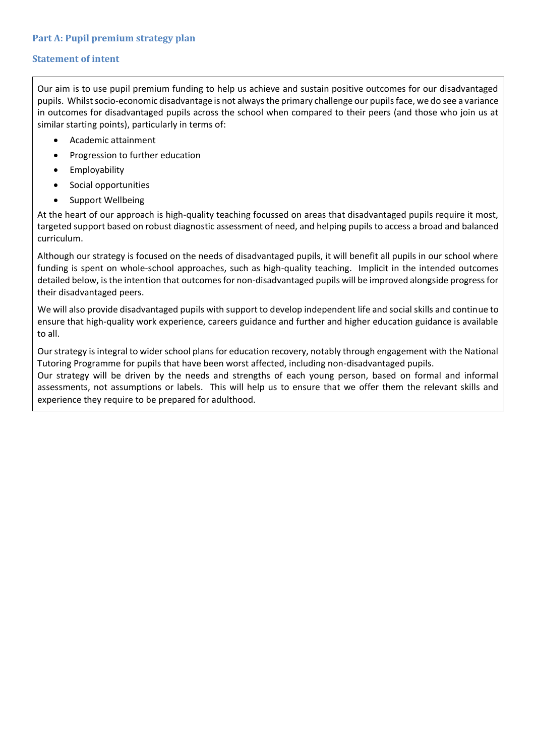## Part A: Pupil premium strategy plan

### Statement of intent

Our aim is to use pupil premium funding to help us achieve and sustain positive outcomes for our disadvantaged pupils. Whilst socio-economic disadvantage is not always the primary challenge our pupils face, we do see a variance in outcomes for disadvantaged pupils across the school when compared to their peers (and those who join us at similar starting points), particularly in terms of:

- Academic attainment
- Progression to further education
- Employability
- Social opportunities
- Support Wellbeing

At the heart of our approach is high-quality teaching focussed on areas that disadvantaged pupils require it most, targeted support based on robust diagnostic assessment of need, and helping pupils to access a broad and balanced curriculum.

Although our strategy is focused on the needs of disadvantaged pupils, it will benefit all pupils in our school where funding is spent on whole-school approaches, such as high-quality teaching. Implicit in the intended outcomes detailed below, is the intention that outcomes for non-disadvantaged pupils will be improved alongside progress for their disadvantaged peers.

We will also provide disadvantaged pupils with support to develop independent life and social skills and continue to ensure that high-quality work experience, careers guidance and further and higher education guidance is available to all.

Our strategy is integral to wider school plans for education recovery, notably through engagement with the National Tutoring Programme for pupils that have been worst affected, including non-disadvantaged pupils.
Our strategy will be driven by the needs and strengths of each young person, based on formal and informal assessments, not assumptions or labels. This will help us to ensure that we offer them the relevant skills and experience they require to be prepared for adulthood.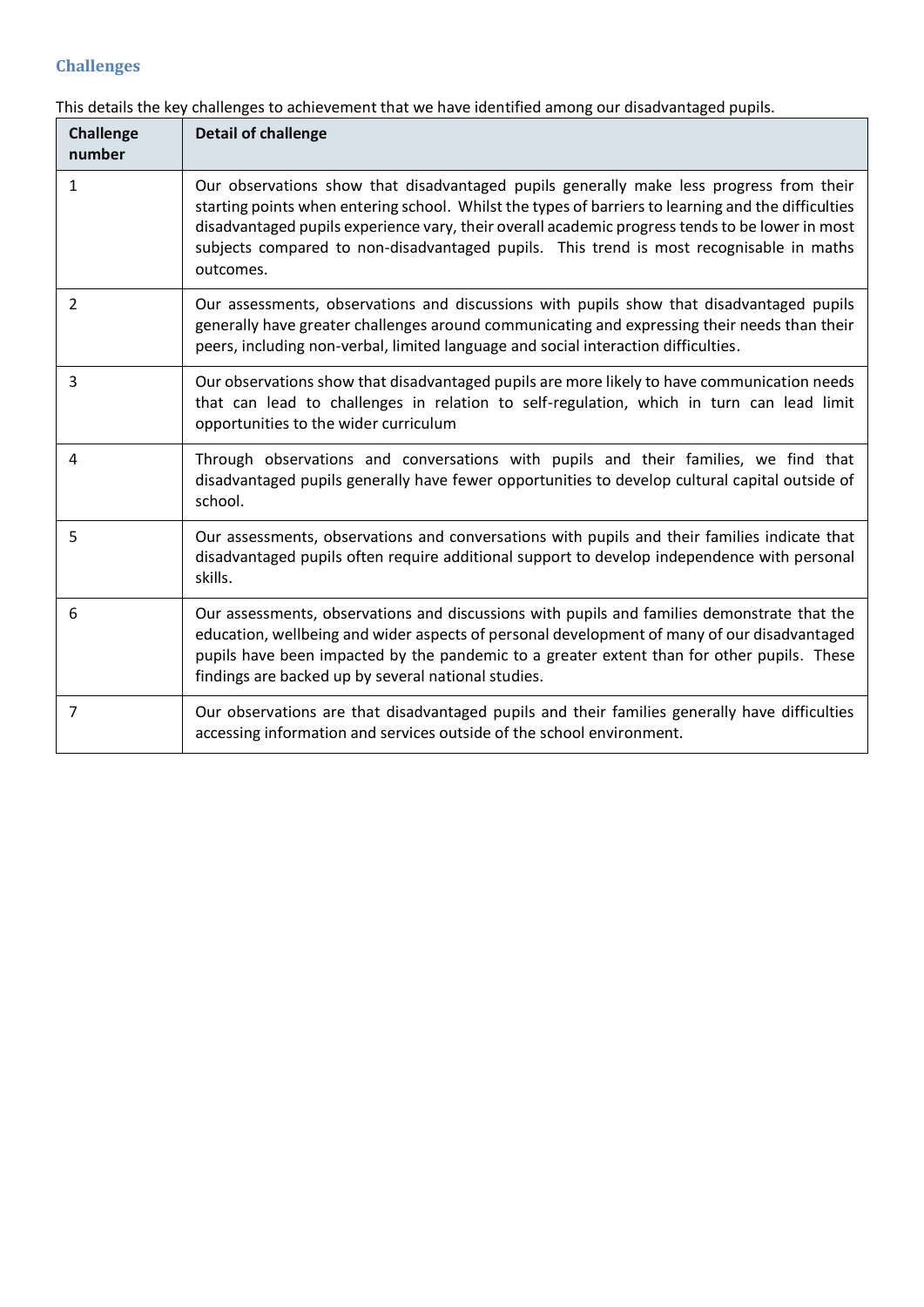## Challenges

This details the key challenges to achievement that we have identified among our disadvantaged pupils.

| Challenge number | Detail of challenge |
| --- | --- |
| 1 | Our observations show that disadvantaged pupils generally make less progress from their starting points when entering school. Whilst the types of barriers to learning and the difficulties disadvantaged pupils experience vary, their overall academic progress tends to be lower in most subjects compared to non-disadvantaged pupils. This trend is most recognisable in maths outcomes. |
| 2 | Our assessments, observations and discussions with pupils show that disadvantaged pupils generally have greater challenges around communicating and expressing their needs than their peers, including non-verbal, limited language and social interaction difficulties. |
| 3 | Our observations show that disadvantaged pupils are more likely to have communication needs that can lead to challenges in relation to self-regulation, which in turn can lead limit opportunities to the wider curriculum |
| 4 | Through observations and conversations with pupils and their families, we find that disadvantaged pupils generally have fewer opportunities to develop cultural capital outside of school. |
| 5 | Our assessments, observations and conversations with pupils and their families indicate that disadvantaged pupils often require additional support to develop independence with personal skills. |
| 6 | Our assessments, observations and discussions with pupils and families demonstrate that the education, wellbeing and wider aspects of personal development of many of our disadvantaged pupils have been impacted by the pandemic to a greater extent than for other pupils. These findings are backed up by several national studies. |
| 7 | Our observations are that disadvantaged pupils and their families generally have difficulties accessing information and services outside of the school environment. |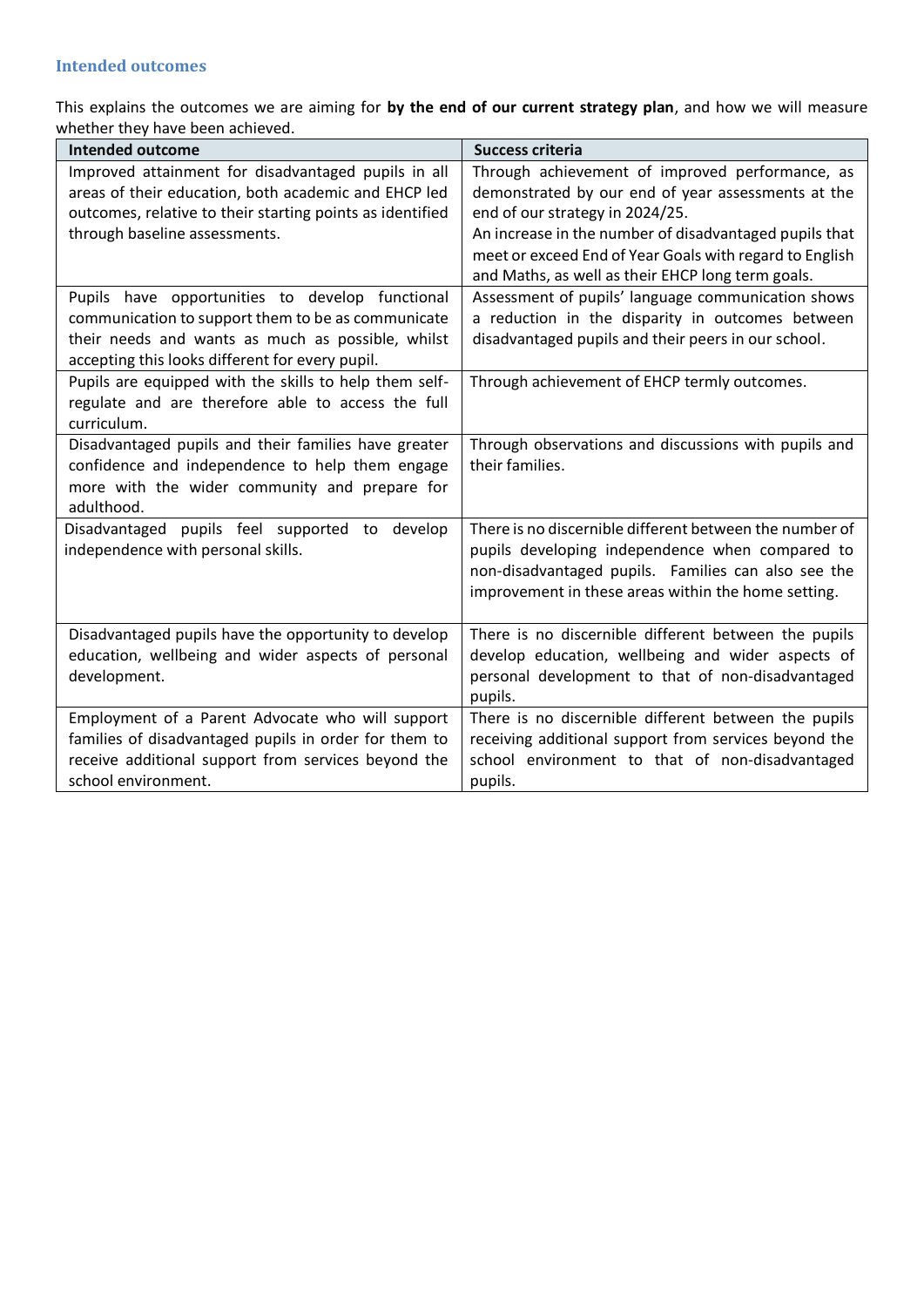### Intended outcomes

This explains the outcomes we are aiming for **by the end of our current strategy plan**, and how we will measure whether they have been achieved.

| Intended outcome | Success criteria |
|---|---|
| Improved attainment for disadvantaged pupils in all areas of their education, both academic and EHCP led outcomes, relative to their starting points as identified through baseline assessments. | Through achievement of improved performance, as demonstrated by our end of year assessments at the end of our strategy in 2024/25.<br>An increase in the number of disadvantaged pupils that meet or exceed End of Year Goals with regard to English and Maths, as well as their EHCP long term goals. |
| Pupils have opportunities to develop functional communication to support them to be as communicate their needs and wants as much as possible, whilst accepting this looks different for every pupil. | Assessment of pupils' language communication shows a reduction in the disparity in outcomes between disadvantaged pupils and their peers in our school. |
| Pupils are equipped with the skills to help them self-regulate and are therefore able to access the full curriculum. | Through achievement of EHCP termly outcomes. |
| Disadvantaged pupils and their families have greater confidence and independence to help them engage more with the wider community and prepare for adulthood. | Through observations and discussions with pupils and their families. |
| Disadvantaged pupils feel supported to develop independence with personal skills. | There is no discernible different between the number of pupils developing independence when compared to non-disadvantaged pupils. Families can also see the improvement in these areas within the home setting. |
| Disadvantaged pupils have the opportunity to develop education, wellbeing and wider aspects of personal development. | There is no discernible different between the pupils develop education, wellbeing and wider aspects of personal development to that of non-disadvantaged pupils. |
| Employment of a Parent Advocate who will support families of disadvantaged pupils in order for them to receive additional support from services beyond the school environment. | There is no discernible different between the pupils receiving additional support from services beyond the school environment to that of non-disadvantaged pupils. |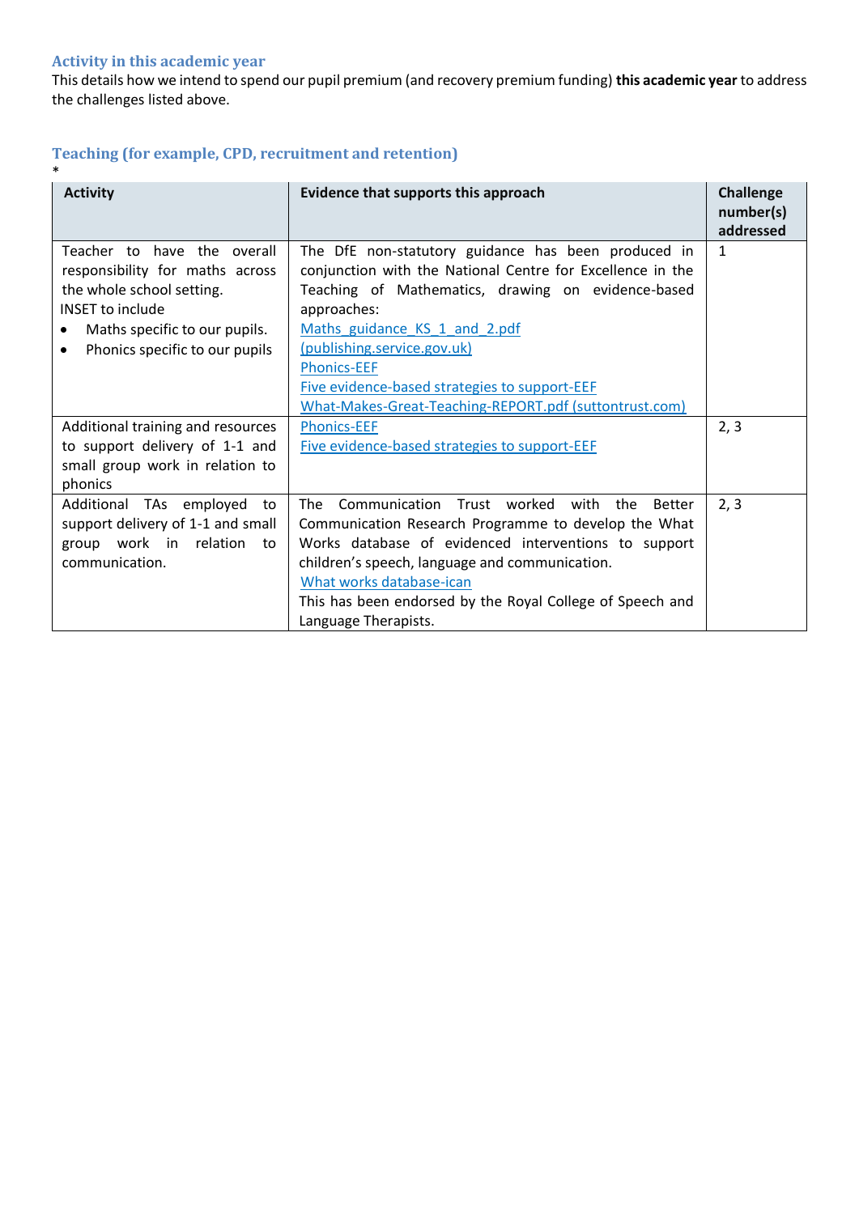### Activity in this academic year

This details how we intend to spend our pupil premium (and recovery premium funding) **this academic year** to address the challenges listed above.

### Teaching (for example, CPD, recruitment and retention)

*

| Activity | Evidence that supports this approach | Challenge number(s) addressed |
|---|---|---|
| Teacher to have the overall responsibility for maths across the whole school setting.<br>INSET to include<br>• Maths specific to our pupils.<br>• Phonics specific to our pupils | The DfE non-statutory guidance has been produced in conjunction with the National Centre for Excellence in the Teaching of Mathematics, drawing on evidence-based approaches:<br>Maths_guidance_KS_1_and_2.pdf (publishing.service.gov.uk)<br>Phonics-EEF<br>Five evidence-based strategies to support-EEF<br>What-Makes-Great-Teaching-REPORT.pdf (suttontrust.com) | 1 |
| Additional training and resources to support delivery of 1-1 and small group work in relation to phonics | Phonics-EEF<br>Five evidence-based strategies to support-EEF | 2, 3 |
| Additional TAs employed to support delivery of 1-1 and small group work in relation to communication. | The Communication Trust worked with the Better Communication Research Programme to develop the What Works database of evidenced interventions to support children's speech, language and communication.<br>What works database-ican<br>This has been endorsed by the Royal College of Speech and Language Therapists. | 2, 3 |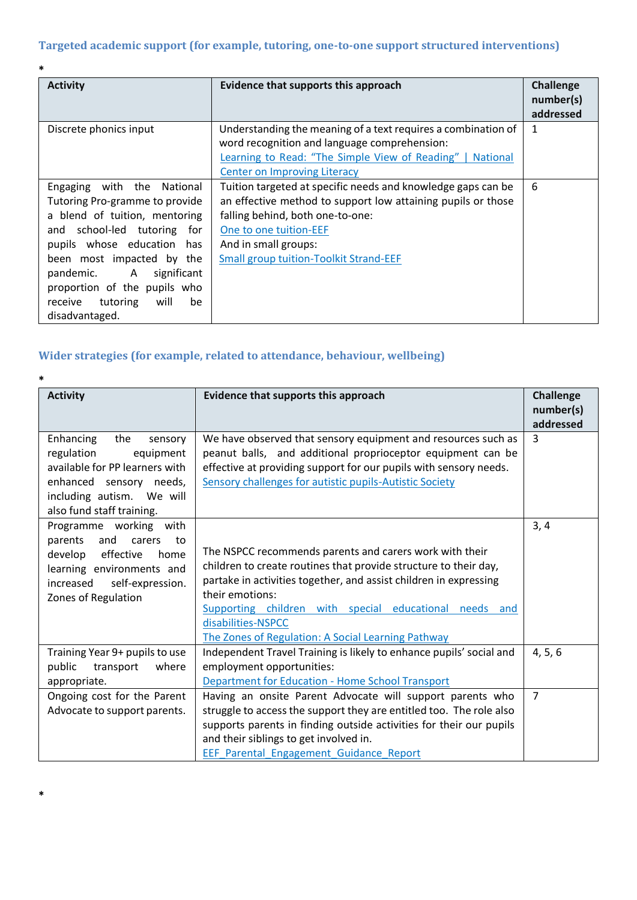### Targeted academic support (for example, tutoring, one-to-one support structured interventions)

*

| Activity | Evidence that supports this approach | Challenge number(s) addressed |
|---|---|---|
| Discrete phonics input | Understanding the meaning of a text requires a combination of word recognition and language comprehension: Learning to Read: "The Simple View of Reading" \| National Center on Improving Literacy | 1 |
| Engaging with the National Tutoring Pro-gramme to provide a blend of tuition, mentoring and school-led tutoring for pupils whose education has been most impacted by the pandemic. A significant proportion of the pupils who receive tutoring will be disadvantaged. | Tuition targeted at specific needs and knowledge gaps can be an effective method to support low attaining pupils or those falling behind, both one-to-one: One to one tuition-EEF And in small groups: Small group tuition-Toolkit Strand-EEF | 6 |

### Wider strategies (for example, related to attendance, behaviour, wellbeing)

*

| Activity | Evidence that supports this approach | Challenge number(s) addressed |
|---|---|---|
| Enhancing the sensory regulation equipment available for PP learners with enhanced sensory needs, including autism. We will also fund staff training. | We have observed that sensory equipment and resources such as peanut balls, and additional proprioceptor equipment can be effective at providing support for our pupils with sensory needs. Sensory challenges for autistic pupils-Autistic Society | 3 |
| Programme working with parents and carers to develop effective home learning environments and increased self-expression. Zones of Regulation | The NSPCC recommends parents and carers work with their children to create routines that provide structure to their day, partake in activities together, and assist children in expressing their emotions: Supporting children with special educational needs and disabilities-NSPCC The Zones of Regulation: A Social Learning Pathway | 3, 4 |
| Training Year 9+ pupils to use public transport where appropriate. | Independent Travel Training is likely to enhance pupils' social and employment opportunities: Department for Education - Home School Transport | 4, 5, 6 |
| Ongoing cost for the Parent Advocate to support parents. | Having an onsite Parent Advocate will support parents who struggle to access the support they are entitled too. The role also supports parents in finding outside activities for their our pupils and their siblings to get involved in. EEF_Parental_Engagement_Guidance_Report | 7 |

*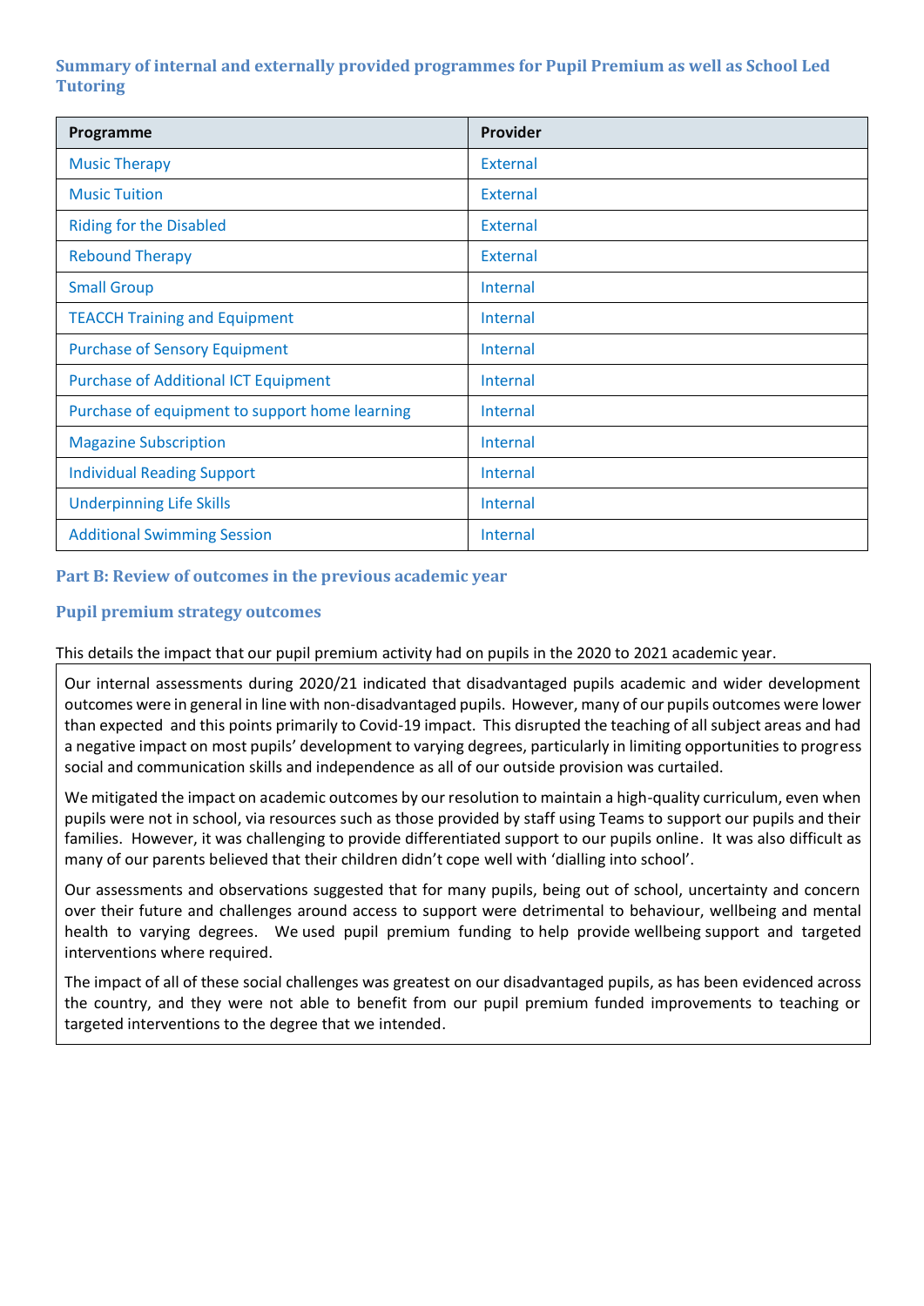### Summary of internal and externally provided programmes for Pupil Premium as well as School Led Tutoring

| Programme | Provider |
| --- | --- |
| Music Therapy | External |
| Music Tuition | External |
| Riding for the Disabled | External |
| Rebound Therapy | External |
| Small Group | Internal |
| TEACCH Training and Equipment | Internal |
| Purchase of Sensory Equipment | Internal |
| Purchase of Additional ICT Equipment | Internal |
| Purchase of equipment to support home learning | Internal |
| Magazine Subscription | Internal |
| Individual Reading Support | Internal |
| Underpinning Life Skills | Internal |
| Additional Swimming Session | Internal |

## Part B: Review of outcomes in the previous academic year

### Pupil premium strategy outcomes

This details the impact that our pupil premium activity had on pupils in the 2020 to 2021 academic year.

Our internal assessments during 2020/21 indicated that disadvantaged pupils academic and wider development outcomes were in general in line with non-disadvantaged pupils. However, many of our pupils outcomes were lower than expected and this points primarily to Covid-19 impact. This disrupted the teaching of all subject areas and had a negative impact on most pupils' development to varying degrees, particularly in limiting opportunities to progress social and communication skills and independence as all of our outside provision was curtailed.

We mitigated the impact on academic outcomes by our resolution to maintain a high-quality curriculum, even when pupils were not in school, via resources such as those provided by staff using Teams to support our pupils and their families. However, it was challenging to provide differentiated support to our pupils online. It was also difficult as many of our parents believed that their children didn't cope well with 'dialling into school'.

Our assessments and observations suggested that for many pupils, being out of school, uncertainty and concern over their future and challenges around access to support were detrimental to behaviour, wellbeing and mental health to varying degrees. We used pupil premium funding to help provide wellbeing support and targeted interventions where required.

The impact of all of these social challenges was greatest on our disadvantaged pupils, as has been evidenced across the country, and they were not able to benefit from our pupil premium funded improvements to teaching or targeted interventions to the degree that we intended.